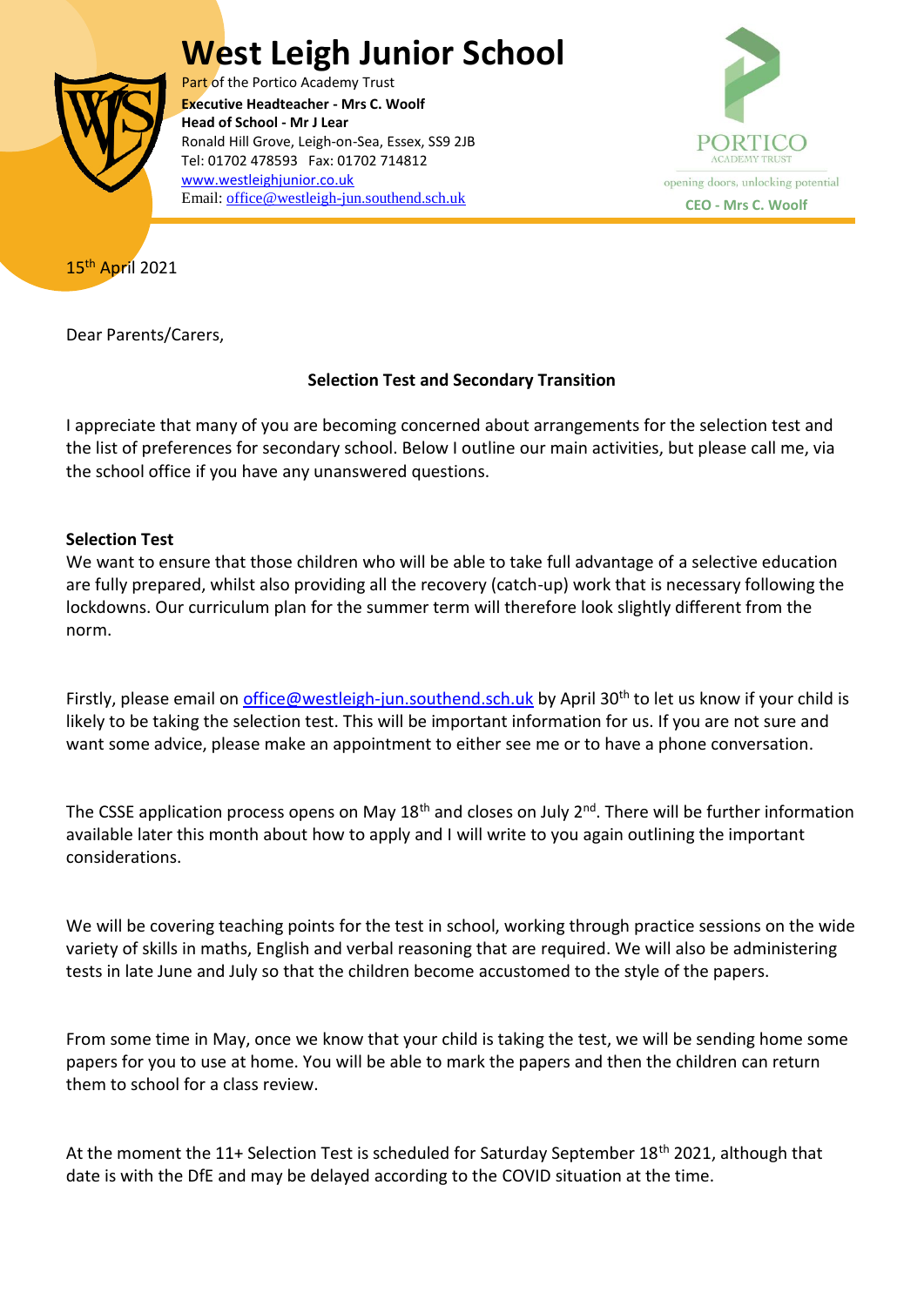# West Leigh Junior School

Part of the Portico Academy Trust
**Executive Headteacher - Mrs C. Woolf**
**Head of School - Mr J Lear**
Ronald Hill Grove, Leigh-on-Sea, Essex, SS9 2JB
Tel: 01702 478593 Fax: 01702 714812
www.westleighjunior.co.uk
Email: office@westleigh-jun.southend.sch.uk

PORTICO
ACADEMY TRUST
opening doors, unlocking potential
**CEO - Mrs C. Woolf**

15th April 2021

Dear Parents/Carers,

**Selection Test and Secondary Transition**

I appreciate that many of you are becoming concerned about arrangements for the selection test and the list of preferences for secondary school. Below I outline our main activities, but please call me, via the school office if you have any unanswered questions.

**Selection Test**

We want to ensure that those children who will be able to take full advantage of a selective education are fully prepared, whilst also providing all the recovery (catch-up) work that is necessary following the lockdowns. Our curriculum plan for the summer term will therefore look slightly different from the norm.

Firstly, please email on office@westleigh-jun.southend.sch.uk by April 30th to let us know if your child is likely to be taking the selection test. This will be important information for us. If you are not sure and want some advice, please make an appointment to either see me or to have a phone conversation.

The CSSE application process opens on May 18th and closes on July 2nd. There will be further information available later this month about how to apply and I will write to you again outlining the important considerations.

We will be covering teaching points for the test in school, working through practice sessions on the wide variety of skills in maths, English and verbal reasoning that are required. We will also be administering tests in late June and July so that the children become accustomed to the style of the papers.

From some time in May, once we know that your child is taking the test, we will be sending home some papers for you to use at home. You will be able to mark the papers and then the children can return them to school for a class review.

At the moment the 11+ Selection Test is scheduled for Saturday September 18th 2021, although that date is with the DfE and may be delayed according to the COVID situation at the time.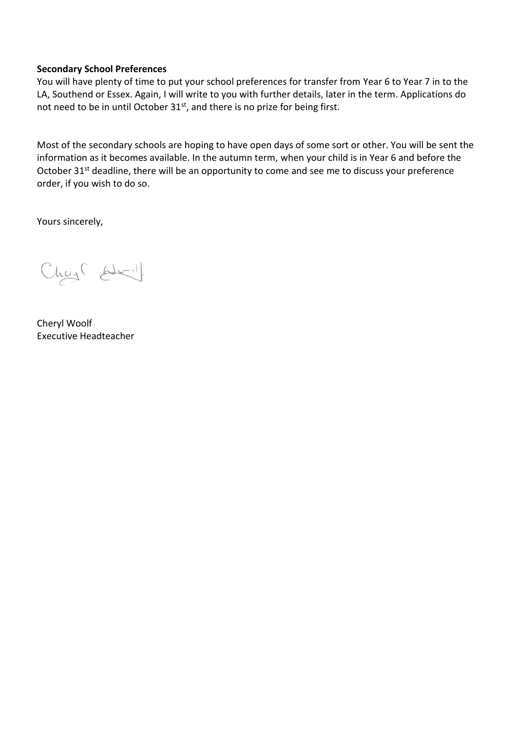**Secondary School Preferences**

You will have plenty of time to put your school preferences for transfer from Year 6 to Year 7 in to the LA, Southend or Essex. Again, I will write to you with further details, later in the term. Applications do not need to be in until October 31st, and there is no prize for being first.

Most of the secondary schools are hoping to have open days of some sort or other. You will be sent the information as it becomes available. In the autumn term, when your child is in Year 6 and before the October 31st deadline, there will be an opportunity to come and see me to discuss your preference order, if you wish to do so.

Yours sincerely,

Cheryl Woolf
Executive Headteacher